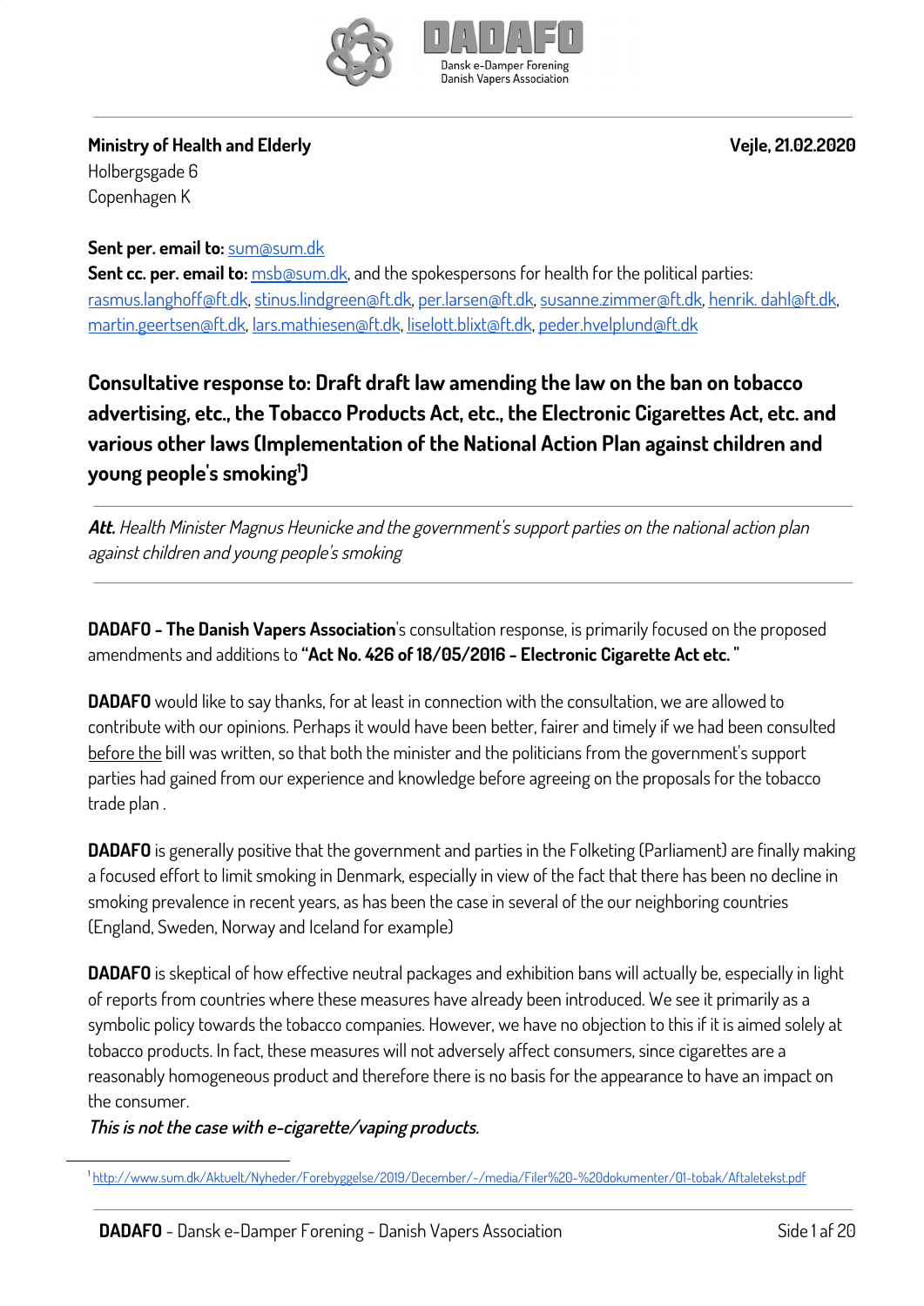DADAFO
Dansk e-Damper Forening
Danish Vapers Association

**Ministry of Health and Elderly**
Holbergsgade 6
Copenhagen K

**Vejle, 21.02.2020**

**Sent per. email to:** sum@sum.dk
**Sent cc. per. email to:** msb@sum.dk, and the spokespersons for health for the political parties: rasmus.langhoff@ft.dk, stinus.lindgreen@ft.dk, per.larsen@ft.dk, susanne.zimmer@ft.dk, henrik. dahl@ft.dk, martin.geertsen@ft.dk, lars.mathiesen@ft.dk, liselott.blixt@ft.dk, peder.hvelplund@ft.dk

## Consultative response to: Draft draft law amending the law on the ban on tobacco advertising, etc., the Tobacco Products Act, etc., the Electronic Cigarettes Act, etc. and various other laws (Implementation of the National Action Plan against children and young people's smoking[1])

***Att.*** *Health Minister Magnus Heunicke and the government's support parties on the national action plan against children and young people's smoking*

**DADAFO - The Danish Vapers Association**'s consultation response, is primarily focused on the proposed amendments and additions to **"Act No. 426 of 18/05/2016 - Electronic Cigarette Act etc. "**

**DADAFO** would like to say thanks, for at least in connection with the consultation, we are allowed to contribute with our opinions. Perhaps it would have been better, fairer and timely if we had been consulted before the bill was written, so that both the minister and the politicians from the government's support parties had gained from our experience and knowledge before agreeing on the proposals for the tobacco trade plan .

**DADAFO** is generally positive that the government and parties in the Folketing (Parliament) are finally making a focused effort to limit smoking in Denmark, especially in view of the fact that there has been no decline in smoking prevalence in recent years, as has been the case in several of the our neighboring countries (England, Sweden, Norway and Iceland for example)

**DADAFO** is skeptical of how effective neutral packages and exhibition bans will actually be, especially in light of reports from countries where these measures have already been introduced. We see it primarily as a symbolic policy towards the tobacco companies. However, we have no objection to this if it is aimed solely at tobacco products. In fact, these measures will not adversely affect consumers, since cigarettes are a reasonably homogeneous product and therefore there is no basis for the appearance to have an impact on the consumer.
***This is not the case with e-cigarette/vaping products.***

[1] http://www.sum.dk/Aktuelt/Nyheder/Forebyggelse/2019/December/~/media/Filer%20-%20dokumenter/01-tobak/Aftaletekst.pdf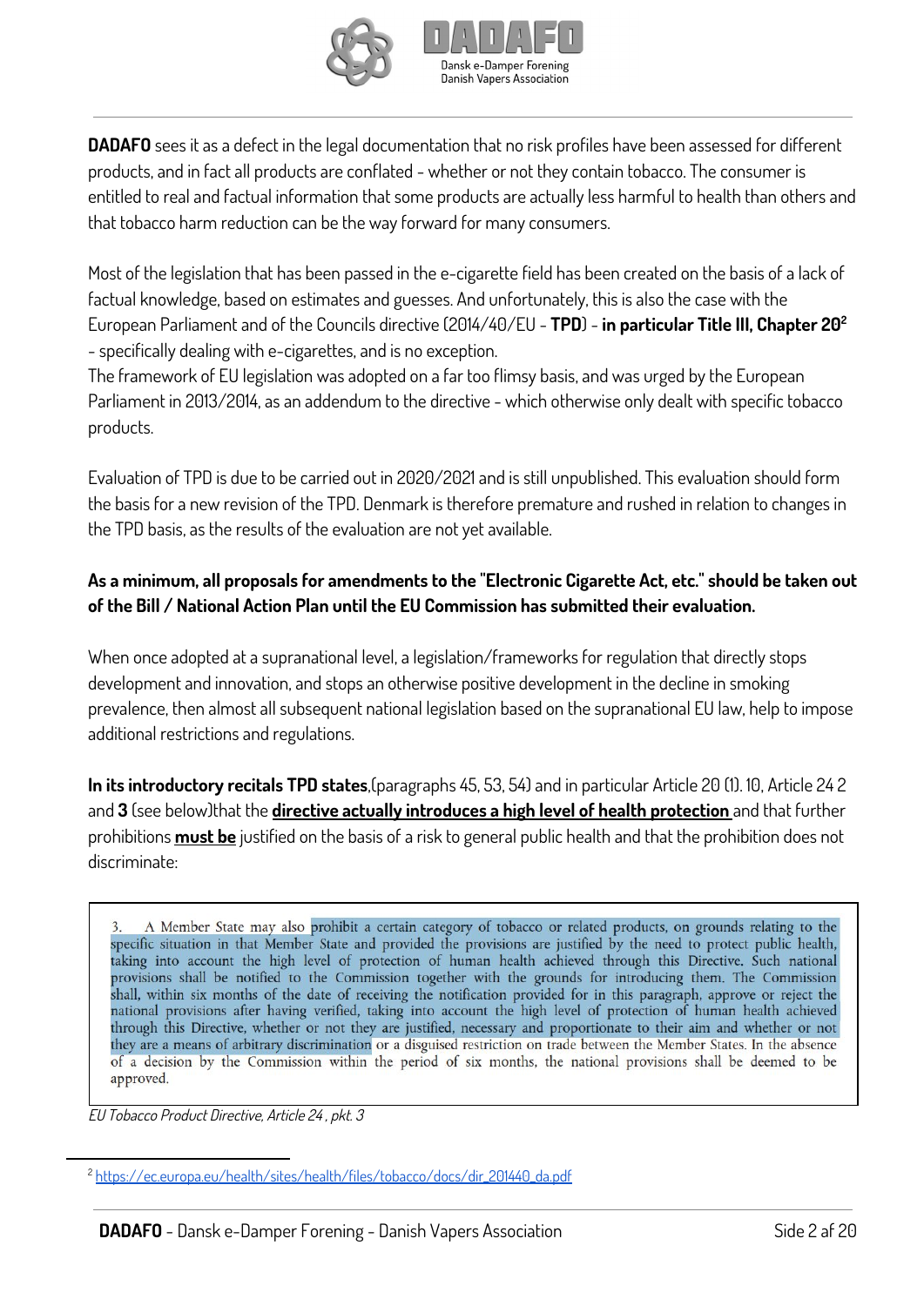**DADAFO** sees it as a defect in the legal documentation that no risk profiles have been assessed for different products, and in fact all products are conflated - whether or not they contain tobacco. The consumer is entitled to real and factual information that some products are actually less harmful to health than others and that tobacco harm reduction can be the way forward for many consumers.

Most of the legislation that has been passed in the e-cigarette field has been created on the basis of a lack of factual knowledge, based on estimates and guesses. And unfortunately, this is also the case with the European Parliament and of the Councils directive (2014/40/EU - **TPD**) - **in particular Title III, Chapter 20**[2] - specifically dealing with e-cigarettes, and is no exception.
The framework of EU legislation was adopted on a far too flimsy basis, and was urged by the European Parliament in 2013/2014, as an addendum to the directive - which otherwise only dealt with specific tobacco products.

Evaluation of TPD is due to be carried out in 2020/2021 and is still unpublished. This evaluation should form the basis for a new revision of the TPD. Denmark is therefore premature and rushed in relation to changes in the TPD basis, as the results of the evaluation are not yet available.

**As a minimum, all proposals for amendments to the "Electronic Cigarette Act, etc." should be taken out of the Bill / National Action Plan until the EU Commission has submitted their evaluation.**

When once adopted at a supranational level, a legislation/frameworks for regulation that directly stops development and innovation, and stops an otherwise positive development in the decline in smoking prevalence, then almost all subsequent national legislation based on the supranational EU law, help to impose additional restrictions and regulations.

**In its introductory recitals TPD states**,(paragraphs 45, 53, 54) and in particular Article 20 (1). 10, Article 24 2 and **3** (see below)that the **directive actually introduces a high level of health protection** and that further prohibitions **must be** justified on the basis of a risk to general public health and that the prohibition does not discriminate:

> 3. A Member State may also prohibit a certain category of tobacco or related products, on grounds relating to the specific situation in that Member State and provided the provisions are justified by the need to protect public health, taking into account the high level of protection of human health achieved through this Directive. Such national provisions shall be notified to the Commission together with the grounds for introducing them. The Commission shall, within six months of the date of receiving the notification provided for in this paragraph, approve or reject the national provisions after having verified, taking into account the high level of protection of human health achieved through this Directive, whether or not they are justified, necessary and proportionate to their aim and whether or not they are a means of arbitrary discrimination or a disguised restriction on trade between the Member States. In the absence of a decision by the Commission within the period of six months, the national provisions shall be deemed to be approved.

*EU Tobacco Product Directive, Article 24 , pkt. 3*

---

[2] https://ec.europa.eu/health/sites/health/files/tobacco/docs/dir_201440_da.pdf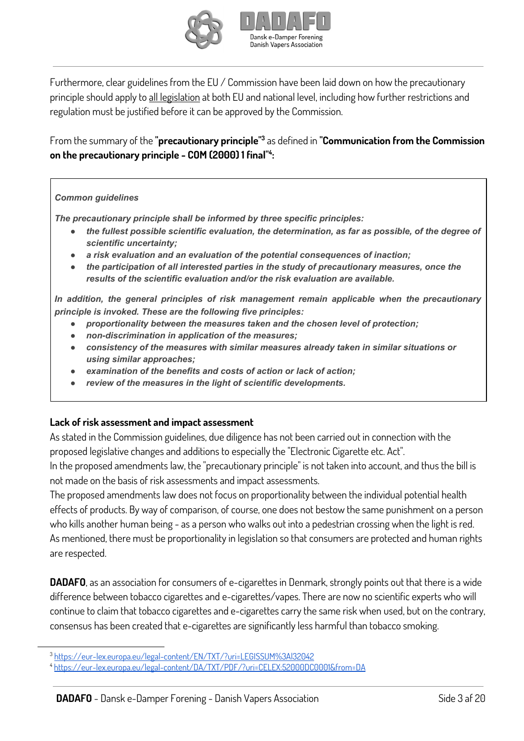Furthermore, clear guidelines from the EU / Commission have been laid down on how the precautionary principle should apply to all legislation at both EU and national level, including how further restrictions and regulation must be justified before it can be approved by the Commission.

From the summary of the **"precautionary principle"**[3] as defined in **"Communication from the Commission on the precautionary principle - COM (2000) 1 final"**[4]**:**

> ***Common guidelines***
>
> ***The precautionary principle shall be informed by three specific principles:***
>
> - ***the fullest possible scientific evaluation, the determination, as far as possible, of the degree of scientific uncertainty;***
> - ***a risk evaluation and an evaluation of the potential consequences of inaction;***
> - ***the participation of all interested parties in the study of precautionary measures, once the results of the scientific evaluation and/or the risk evaluation are available.***
>
> ***In addition, the general principles of risk management remain applicable when the precautionary principle is invoked. These are the following five principles:***
>
> - ***proportionality between the measures taken and the chosen level of protection;***
> - ***non-discrimination in application of the measures;***
> - ***consistency of the measures with similar measures already taken in similar situations or using similar approaches;***
> - ***examination of the benefits and costs of action or lack of action;***
> - ***review of the measures in the light of scientific developments.***

**Lack of risk assessment and impact assessment**

As stated in the Commission guidelines, due diligence has not been carried out in connection with the proposed legislative changes and additions to especially the "Electronic Cigarette etc. Act".
In the proposed amendments law, the "precautionary principle" is not taken into account, and thus the bill is not made on the basis of risk assessments and impact assessments.
The proposed amendments law does not focus on proportionality between the individual potential health effects of products. By way of comparison, of course, one does not bestow the same punishment on a person who kills another human being - as a person who walks out into a pedestrian crossing when the light is red. As mentioned, there must be proportionality in legislation so that consumers are protected and human rights are respected.

**DADAFO**, as an association for consumers of e-cigarettes in Denmark, strongly points out that there is a wide difference between tobacco cigarettes and e-cigarettes/vapes. There are now no scientific experts who will continue to claim that tobacco cigarettes and e-cigarettes carry the same risk when used, but on the contrary, consensus has been created that e-cigarettes are significantly less harmful than tobacco smoking.

---

[3] https://eur-lex.europa.eu/legal-content/EN/TXT/?uri=LEGISSUM%3Al32042

[4] https://eur-lex.europa.eu/legal-content/DA/TXT/PDF/?uri=CELEX:52000DC0001&from=DA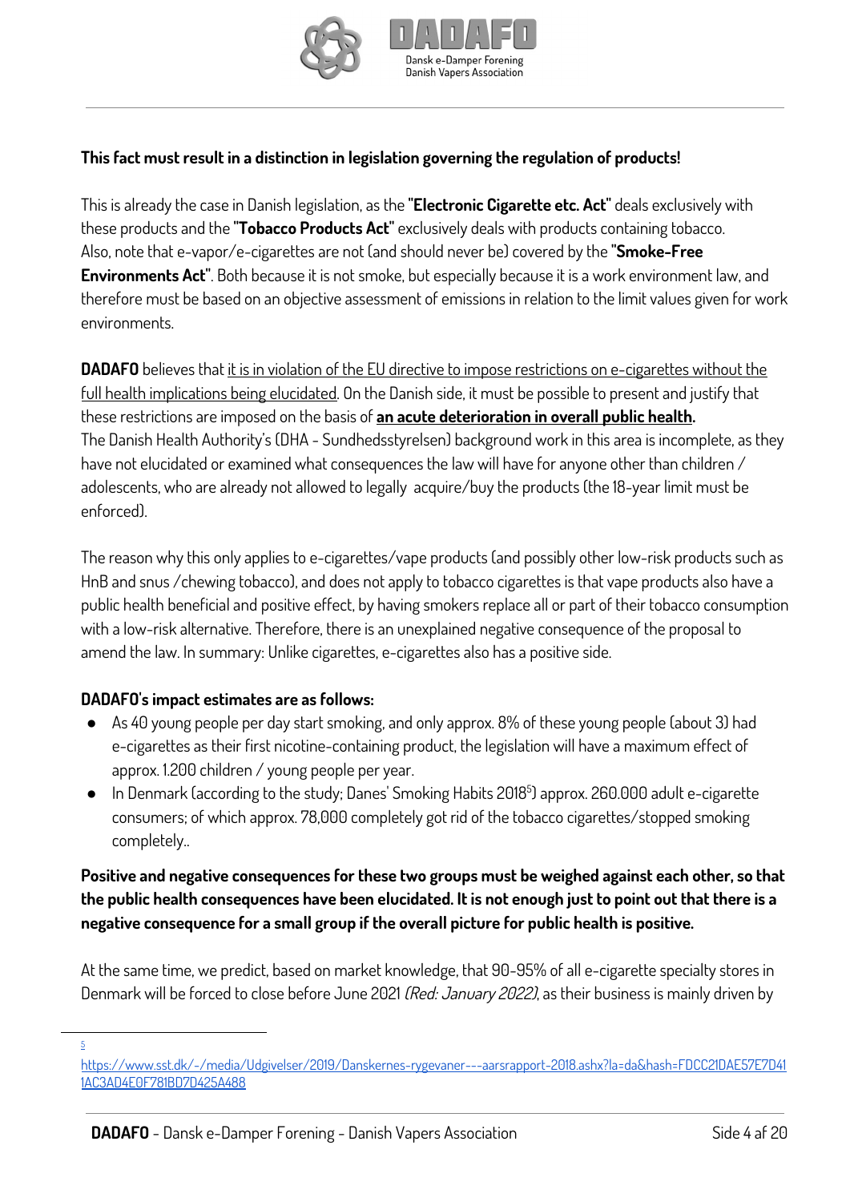**This fact must result in a distinction in legislation governing the regulation of products!**

This is already the case in Danish legislation, as the **"Electronic Cigarette etc. Act"** deals exclusively with these products and the **"Tobacco Products Act"** exclusively deals with products containing tobacco. Also, note that e-vapor/e-cigarettes are not (and should never be) covered by the **"Smoke-Free Environments Act"**. Both because it is not smoke, but especially because it is a work environment law, and therefore must be based on an objective assessment of emissions in relation to the limit values given for work environments.

**DADAFO** believes that <u>it is in violation of the EU directive to impose restrictions on e-cigarettes without the full health implications being elucidated</u>. On the Danish side, it must be possible to present and justify that these restrictions are imposed on the basis of <u>**an acute deterioration in overall public health**</u>**.** The Danish Health Authority's (DHA - Sundhedsstyrelsen) background work in this area is incomplete, as they have not elucidated or examined what consequences the law will have for anyone other than children / adolescents, who are already not allowed to legally acquire/buy the products (the 18-year limit must be enforced).

The reason why this only applies to e-cigarettes/vape products (and possibly other low-risk products such as HnB and snus /chewing tobacco), and does not apply to tobacco cigarettes is that vape products also have a public health beneficial and positive effect, by having smokers replace all or part of their tobacco consumption with a low-risk alternative. Therefore, there is an unexplained negative consequence of the proposal to amend the law. In summary: Unlike cigarettes, e-cigarettes also has a positive side.

**DADAFO's impact estimates are as follows:**

- As 40 young people per day start smoking, and only approx. 8% of these young people (about 3) had e-cigarettes as their first nicotine-containing product, the legislation will have a maximum effect of approx. 1.200 children / young people per year.
- In Denmark (according to the study; Danes' Smoking Habits 2018[5]) approx. 260.000 adult e-cigarette consumers; of which approx. 78,000 completely got rid of the tobacco cigarettes/stopped smoking completely..

**Positive and negative consequences for these two groups must be weighed against each other, so that the public health consequences have been elucidated. It is not enough just to point out that there is a negative consequence for a small group if the overall picture for public health is positive.**

At the same time, we predict, based on market knowledge, that 90-95% of all e-cigarette specialty stores in Denmark will be forced to close before June 2021 *(Red: January 2022)*, as their business is mainly driven by

---

[5] https://www.sst.dk/-/media/Udgivelser/2019/Danskernes-rygevaner---aarsrapport-2018.ashx?la=da&hash=FDCC21DAE57E7D411AC3AD4E0F781BD7D425A488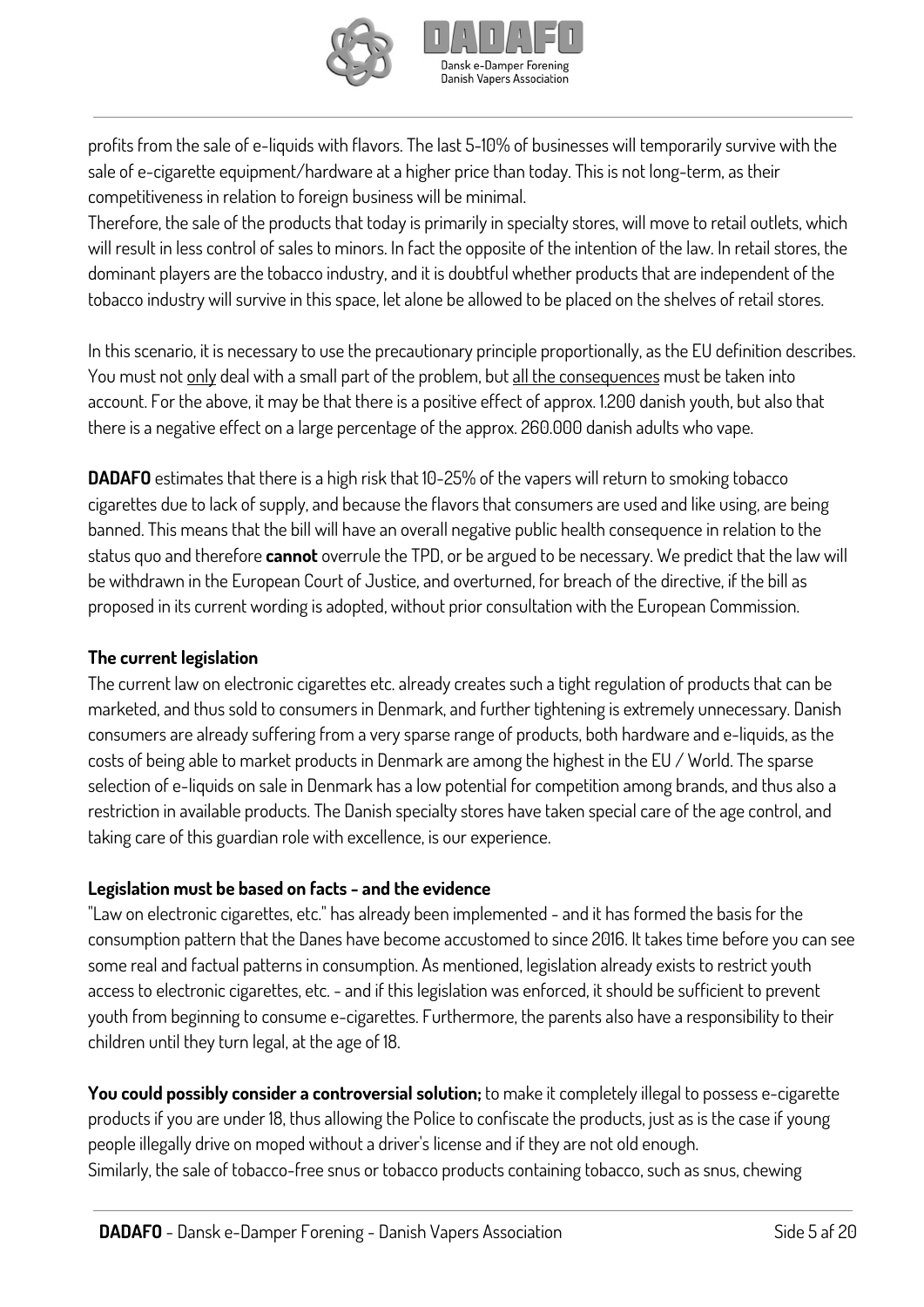profits from the sale of e-liquids with flavors. The last 5-10% of businesses will temporarily survive with the sale of e-cigarette equipment/hardware at a higher price than today. This is not long-term, as their competitiveness in relation to foreign business will be minimal.
Therefore, the sale of the products that today is primarily in specialty stores, will move to retail outlets, which will result in less control of sales to minors. In fact the opposite of the intention of the law. In retail stores, the dominant players are the tobacco industry, and it is doubtful whether products that are independent of the tobacco industry will survive in this space, let alone be allowed to be placed on the shelves of retail stores.

In this scenario, it is necessary to use the precautionary principle proportionally, as the EU definition describes. You must not <u>only</u> deal with a small part of the problem, but <u>all the consequences</u> must be taken into account. For the above, it may be that there is a positive effect of approx. 1.200 danish youth, but also that there is a negative effect on a large percentage of the approx. 260.000 danish adults who vape.

**DADAFO** estimates that there is a high risk that 10-25% of the vapers will return to smoking tobacco cigarettes due to lack of supply, and because the flavors that consumers are used and like using, are being banned. This means that the bill will have an overall negative public health consequence in relation to the status quo and therefore **cannot** overrule the TPD, or be argued to be necessary. We predict that the law will be withdrawn in the European Court of Justice, and overturned, for breach of the directive, if the bill as proposed in its current wording is adopted, without prior consultation with the European Commission.

**The current legislation**

The current law on electronic cigarettes etc. already creates such a tight regulation of products that can be marketed, and thus sold to consumers in Denmark, and further tightening is extremely unnecessary. Danish consumers are already suffering from a very sparse range of products, both hardware and e-liquids, as the costs of being able to market products in Denmark are among the highest in the EU / World. The sparse selection of e-liquids on sale in Denmark has a low potential for competition among brands, and thus also a restriction in available products. The Danish specialty stores have taken special care of the age control, and taking care of this guardian role with excellence, is our experience.

**Legislation must be based on facts - and the evidence**

"Law on electronic cigarettes, etc." has already been implemented - and it has formed the basis for the consumption pattern that the Danes have become accustomed to since 2016. It takes time before you can see some real and factual patterns in consumption. As mentioned, legislation already exists to restrict youth access to electronic cigarettes, etc. - and if this legislation was enforced, it should be sufficient to prevent youth from beginning to consume e-cigarettes. Furthermore, the parents also have a responsibility to their children until they turn legal, at the age of 18.

**You could possibly consider a controversial solution;** to make it completely illegal to possess e-cigarette products if you are under 18, thus allowing the Police to confiscate the products, just as is the case if young people illegally drive on moped without a driver's license and if they are not old enough.
Similarly, the sale of tobacco-free snus or tobacco products containing tobacco, such as snus, chewing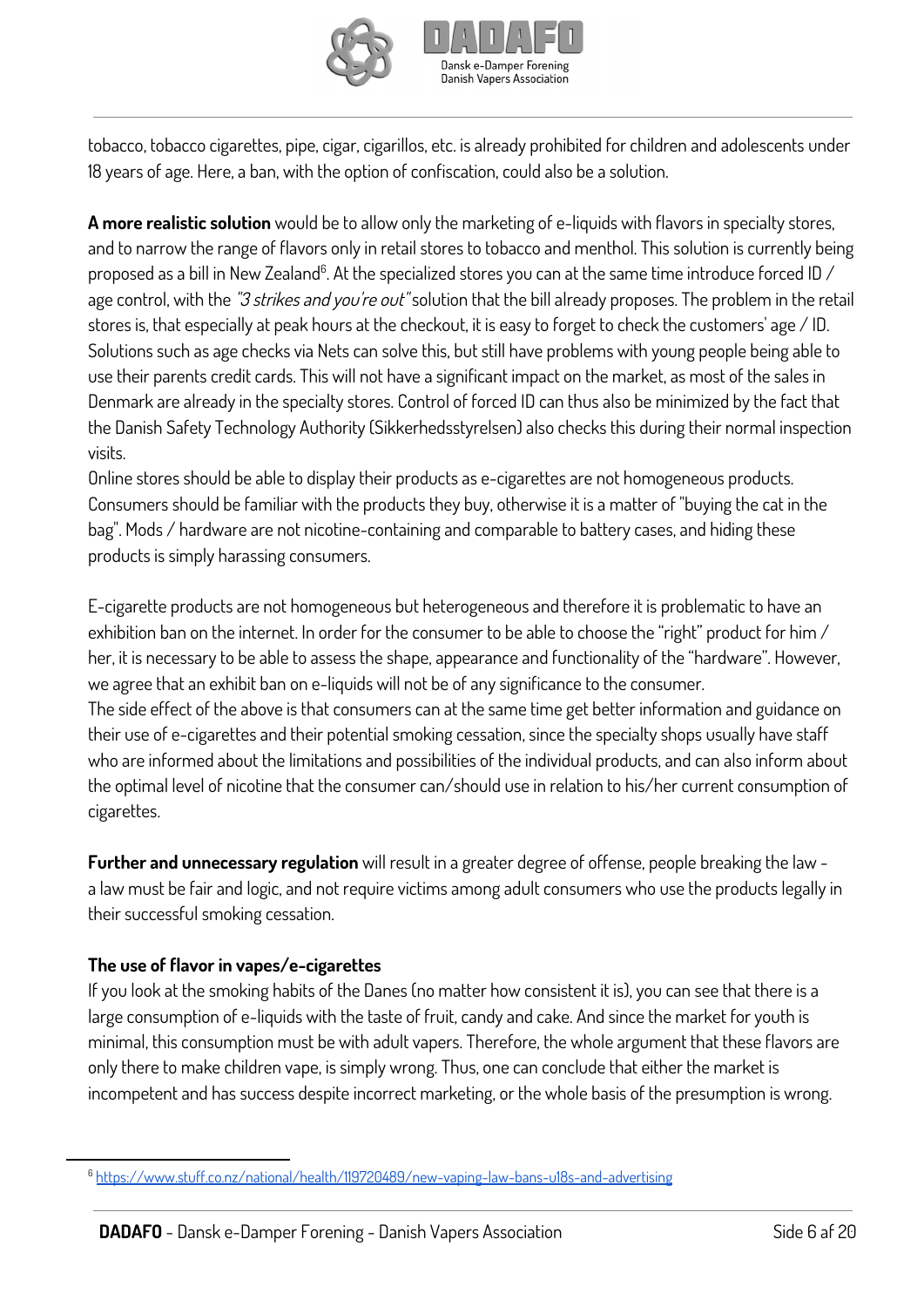tobacco, tobacco cigarettes, pipe, cigar, cigarillos, etc. is already prohibited for children and adolescents under 18 years of age. Here, a ban, with the option of confiscation, could also be a solution.

**A more realistic solution** would be to allow only the marketing of e-liquids with flavors in specialty stores, and to narrow the range of flavors only in retail stores to tobacco and menthol. This solution is currently being proposed as a bill in New Zealand[6]. At the specialized stores you can at the same time introduce forced ID / age control, with the *"3 strikes and you're out"* solution that the bill already proposes. The problem in the retail stores is, that especially at peak hours at the checkout, it is easy to forget to check the customers' age / ID. Solutions such as age checks via Nets can solve this, but still have problems with young people being able to use their parents credit cards. This will not have a significant impact on the market, as most of the sales in Denmark are already in the specialty stores. Control of forced ID can thus also be minimized by the fact that the Danish Safety Technology Authority (Sikkerhedsstyrelsen) also checks this during their normal inspection visits.

Online stores should be able to display their products as e-cigarettes are not homogeneous products. Consumers should be familiar with the products they buy, otherwise it is a matter of "buying the cat in the bag". Mods / hardware are not nicotine-containing and comparable to battery cases, and hiding these products is simply harassing consumers.

E-cigarette products are not homogeneous but heterogeneous and therefore it is problematic to have an exhibition ban on the internet. In order for the consumer to be able to choose the "right" product for him / her, it is necessary to be able to assess the shape, appearance and functionality of the "hardware". However, we agree that an exhibit ban on e-liquids will not be of any significance to the consumer.

The side effect of the above is that consumers can at the same time get better information and guidance on their use of e-cigarettes and their potential smoking cessation, since the specialty shops usually have staff who are informed about the limitations and possibilities of the individual products, and can also inform about the optimal level of nicotine that the consumer can/should use in relation to his/her current consumption of cigarettes.

**Further and unnecessary regulation** will result in a greater degree of offense, people breaking the law - a law must be fair and logic, and not require victims among adult consumers who use the products legally in their successful smoking cessation.

### The use of flavor in vapes/e-cigarettes

If you look at the smoking habits of the Danes (no matter how consistent it is), you can see that there is a large consumption of e-liquids with the taste of fruit, candy and cake. And since the market for youth is minimal, this consumption must be with adult vapers. Therefore, the whole argument that these flavors are only there to make children vape, is simply wrong. Thus, one can conclude that either the market is incompetent and has success despite incorrect marketing, or the whole basis of the presumption is wrong.

---

[6] https://www.stuff.co.nz/national/health/119720489/new-vaping-law-bans-u18s-and-advertising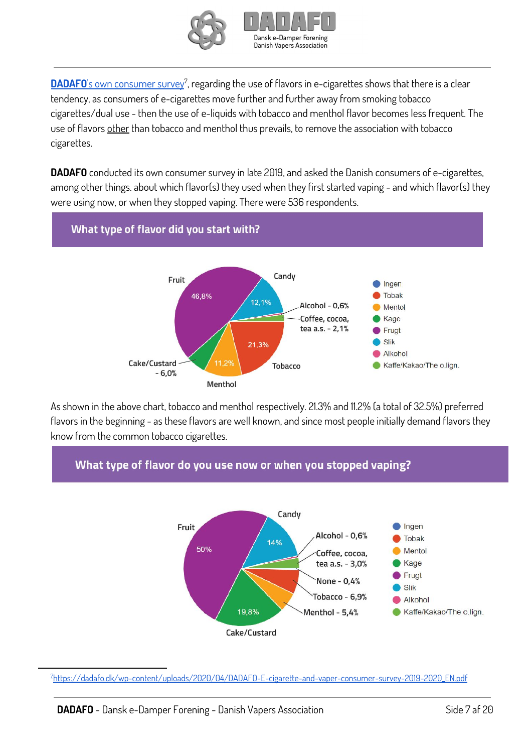**DADAFO**'s own consumer survey[7], regarding the use of flavors in e-cigarettes shows that there is a clear tendency, as consumers of e-cigarettes move further and further away from smoking tobacco cigarettes/dual use - then the use of e-liquids with tobacco and menthol flavor becomes less frequent. The use of flavors other than tobacco and menthol thus prevails, to remove the association with tobacco cigarettes.

**DADAFO** conducted its own consumer survey in late 2019, and asked the Danish consumers of e-cigarettes, among other things. about which flavor(s) they used when they first started vaping - and which flavor(s) they were using now, or when they stopped vaping. There were 536 respondents.

## What type of flavor did you start with?

| Flavor | Share |
|---|---|
| Fruit | 46,8% |
| Candy | 12,1% |
| Alcohol | 0,6% |
| Coffee, cocoa, tea a.s. | 2,1% |
| Tobacco | 21,3% |
| Menthol | 11,2% |
| Cake/Custard | 6,0% |

Legend: Ingen, Tobak, Mentol, Kage, Frugt, Slik, Alkohol, Kaffe/Kakao/The o.lign.

As shown in the above chart, tobacco and menthol respectively. 21.3% and 11.2% (a total of 32.5%) preferred flavors in the beginning - as these flavors are well known, and since most people initially demand flavors they know from the common tobacco cigarettes.

## What type of flavor do you use now or when you stopped vaping?

| Flavor | Share |
|---|---|
| Fruit | 50% |
| Candy | 14% |
| Alcohol | 0,6% |
| Coffee, cocoa, tea a.s. | 3,0% |
| None | 0,4% |
| Tobacco | 6,9% |
| Menthol | 5,4% |
| Cake/Custard | 19,8% |

Legend: Ingen, Tobak, Mentol, Kage, Frugt, Slik, Alkohol, Kaffe/Kakao/The o.lign.

[7] https://dadafo.dk/wp-content/uploads/2020/04/DADAFO-E-cigarette-and-vaper-consumer-survey-2019-2020_EN.pdf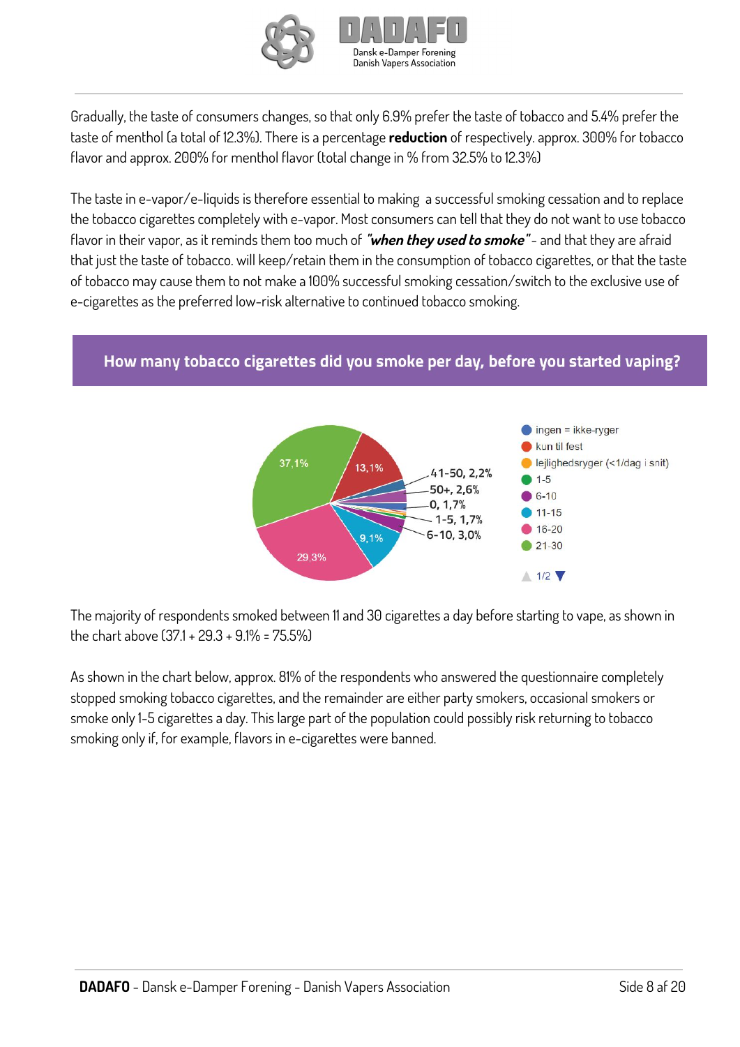Gradually, the taste of consumers changes, so that only 6.9% prefer the taste of tobacco and 5.4% prefer the taste of menthol (a total of 12.3%). There is a percentage **reduction** of respectively. approx. 300% for tobacco flavor and approx. 200% for menthol flavor (total change in % from 32.5% to 12.3%)

The taste in e-vapor/e-liquids is therefore essential to making a successful smoking cessation and to replace the tobacco cigarettes completely with e-vapor. Most consumers can tell that they do not want to use tobacco flavor in their vapor, as it reminds them too much of ***"when they used to smoke"*** - and that they are afraid that just the taste of tobacco. will keep/retain them in the consumption of tobacco cigarettes, or that the taste of tobacco may cause them to not make a 100% successful smoking cessation/switch to the exclusive use of e-cigarettes as the preferred low-risk alternative to continued tobacco smoking.

## How many tobacco cigarettes did you smoke per day, before you started vaping?

| Category | Share |
|---|---|
| 21-30 | 37,1% |
| 16-20 | 29,3% |
| kun til fest | 13,1% |
| 11-15 | 9,1% |
| 6-10 | 3,0% |
| 50+ | 2,6% |
| 41-50 | 2,2% |
| 0 | 1,7% |
| 1-5 | 1,7% |

Legend: ingen = ikke-ryger; kun til fest; lejlighedsryger (<1/dag i snit); 1-5; 6-10; 11-15; 16-20; 21-30 (1/2)

The majority of respondents smoked between 11 and 30 cigarettes a day before starting to vape, as shown in the chart above (37.1 + 29.3 + 9.1% = 75.5%)

As shown in the chart below, approx. 81% of the respondents who answered the questionnaire completely stopped smoking tobacco cigarettes, and the remainder are either party smokers, occasional smokers or smoke only 1-5 cigarettes a day. This large part of the population could possibly risk returning to tobacco smoking only if, for example, flavors in e-cigarettes were banned.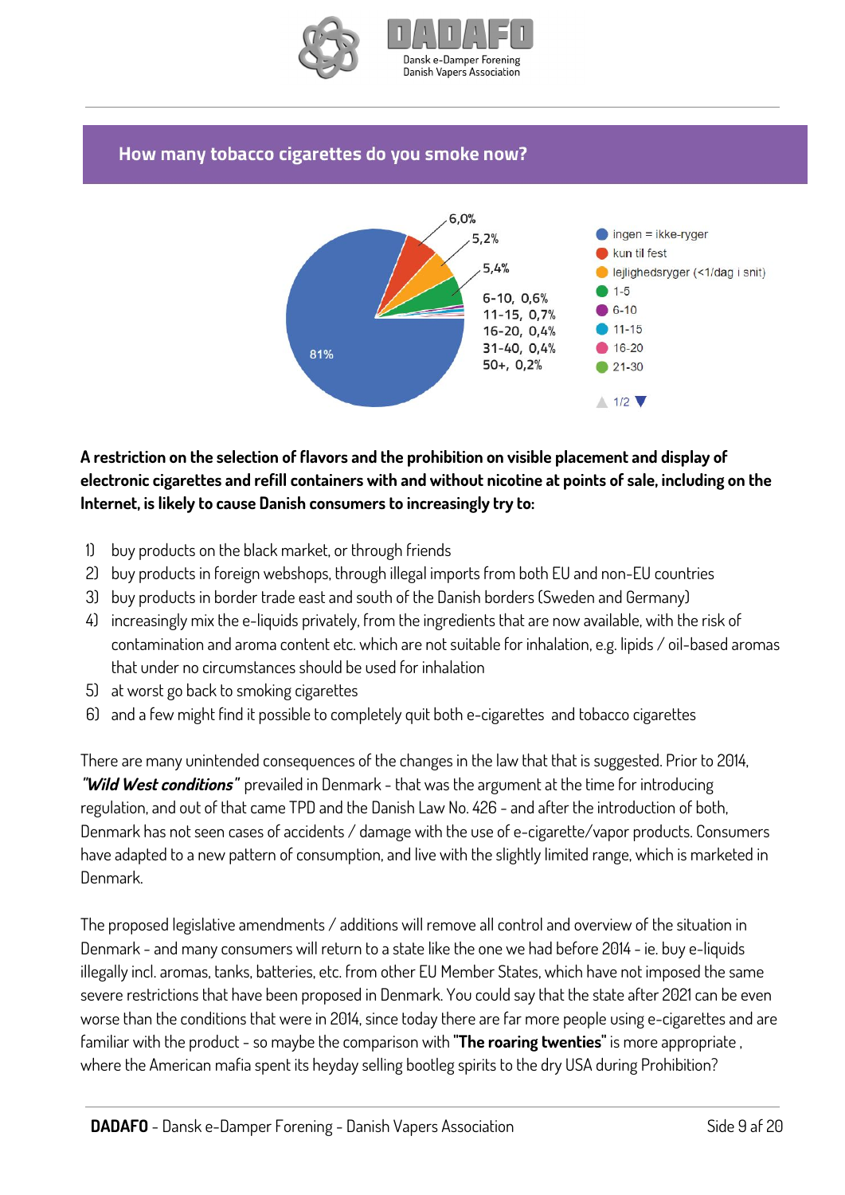## How many tobacco cigarettes do you smoke now?

**A restriction on the selection of flavors and the prohibition on visible placement and display of electronic cigarettes and refill containers with and without nicotine at points of sale, including on the Internet, is likely to cause Danish consumers to increasingly try to:**

1) buy products on the black market, or through friends
2) buy products in foreign webshops, through illegal imports from both EU and non-EU countries
3) buy products in border trade east and south of the Danish borders (Sweden and Germany)
4) increasingly mix the e-liquids privately, from the ingredients that are now available, with the risk of contamination and aroma content etc. which are not suitable for inhalation, e.g. lipids / oil-based aromas that under no circumstances should be used for inhalation
5) at worst go back to smoking cigarettes
6) and a few might find it possible to completely quit both e-cigarettes and tobacco cigarettes

There are many unintended consequences of the changes in the law that that is suggested. Prior to 2014, ***"Wild West conditions"*** prevailed in Denmark - that was the argument at the time for introducing regulation, and out of that came TPD and the Danish Law No. 426 - and after the introduction of both, Denmark has not seen cases of accidents / damage with the use of e-cigarette/vapor products. Consumers have adapted to a new pattern of consumption, and live with the slightly limited range, which is marketed in Denmark.

The proposed legislative amendments / additions will remove all control and overview of the situation in Denmark - and many consumers will return to a state like the one we had before 2014 - ie. buy e-liquids illegally incl. aromas, tanks, batteries, etc. from other EU Member States, which have not imposed the same severe restrictions that have been proposed in Denmark. You could say that the state after 2021 can be even worse than the conditions that were in 2014, since today there are far more people using e-cigarettes and are familiar with the product - so maybe the comparison with **"The roaring twenties"** is more appropriate , where the American mafia spent its heyday selling bootleg spirits to the dry USA during Prohibition?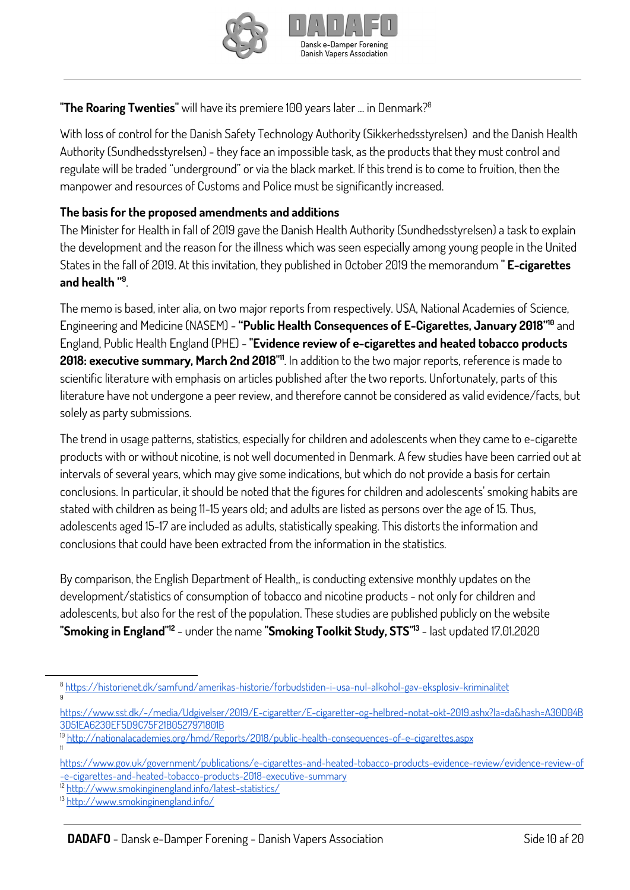**"The Roaring Twenties"** will have its premiere 100 years later ... in Denmark?[8]

With loss of control for the Danish Safety Technology Authority (Sikkerhedsstyrelsen) and the Danish Health Authority (Sundhedsstyrelsen) - they face an impossible task, as the products that they must control and regulate will be traded "underground" or via the black market. If this trend is to come to fruition, then the manpower and resources of Customs and Police must be significantly increased.

**The basis for the proposed amendments and additions**

The Minister for Health in fall of 2019 gave the Danish Health Authority (Sundhedsstyrelsen) a task to explain the development and the reason for the illness which was seen especially among young people in the United States in the fall of 2019. At this invitation, they published in October 2019 the memorandum **" E-cigarettes and health "**[9].

The memo is based, inter alia, on two major reports from respectively. USA, National Academies of Science, Engineering and Medicine (NASEM) - **"Public Health Consequences of E-Cigarettes, January 2018"**[10] and England, Public Health England (PHE) - **"Evidence review of e-cigarettes and heated tobacco products 2018: executive summary, March 2nd 2018"**[11]. In addition to the two major reports, reference is made to scientific literature with emphasis on articles published after the two reports. Unfortunately, parts of this literature have not undergone a peer review, and therefore cannot be considered as valid evidence/facts, but solely as party submissions.

The trend in usage patterns, statistics, especially for children and adolescents when they came to e-cigarette products with or without nicotine, is not well documented in Denmark. A few studies have been carried out at intervals of several years, which may give some indications, but which do not provide a basis for certain conclusions. In particular, it should be noted that the figures for children and adolescents' smoking habits are stated with children as being 11-15 years old; and adults are listed as persons over the age of 15. Thus, adolescents aged 15-17 are included as adults, statistically speaking. This distorts the information and conclusions that could have been extracted from the information in the statistics.

By comparison, the English Department of Health,, is conducting extensive monthly updates on the development/statistics of consumption of tobacco and nicotine products - not only for children and adolescents, but also for the rest of the population. These studies are published publicly on the website **"Smoking in England"**[12] - under the name **"Smoking Toolkit Study, STS"**[13] - last updated 17.01.2020

---

[8] https://historienet.dk/samfund/amerikas-historie/forbudstiden-i-usa-nul-alkohol-gav-eksplosiv-kriminalitet

[9] https://www.sst.dk/-/media/Udgivelser/2019/E-cigaretter/E-cigaretter-og-helbred-notat-okt-2019.ashx?la=da&hash=A30D04B3D51EA6230EF5D9C75F21B052797180IB

[10] http://nationalacademies.org/hmd/Reports/2018/public-health-consequences-of-e-cigarettes.aspx

[11] https://www.gov.uk/government/publications/e-cigarettes-and-heated-tobacco-products-evidence-review/evidence-review-of-e-cigarettes-and-heated-tobacco-products-2018-executive-summary

[12] http://www.smokinginengland.info/latest-statistics/

[13] http://www.smokinginengland.info/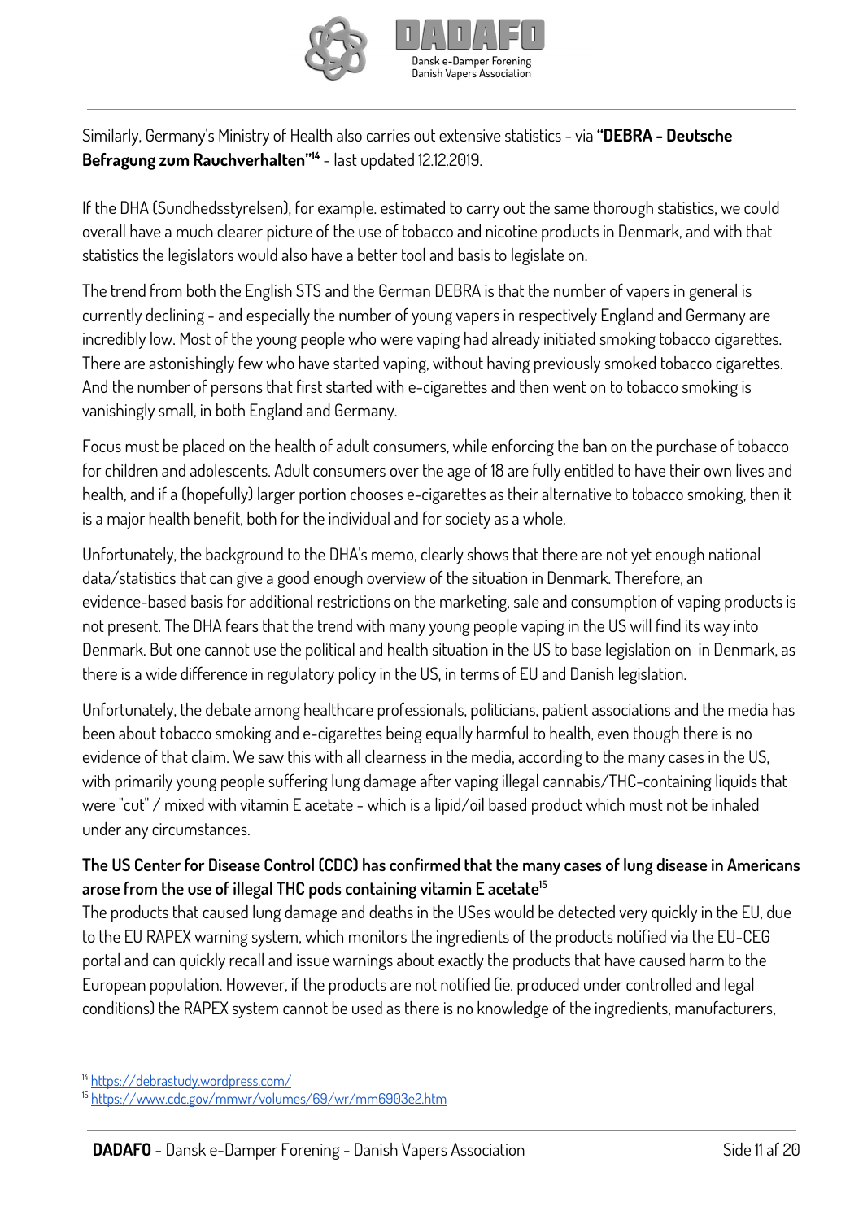Similarly, Germany's Ministry of Health also carries out extensive statistics - via **"DEBRA - Deutsche Befragung zum Rauchverhalten"**[14] - last updated 12.12.2019.

If the DHA (Sundhedsstyrelsen), for example. estimated to carry out the same thorough statistics, we could overall have a much clearer picture of the use of tobacco and nicotine products in Denmark, and with that statistics the legislators would also have a better tool and basis to legislate on.

The trend from both the English STS and the German DEBRA is that the number of vapers in general is currently declining - and especially the number of young vapers in respectively England and Germany are incredibly low. Most of the young people who were vaping had already initiated smoking tobacco cigarettes. There are astonishingly few who have started vaping, without having previously smoked tobacco cigarettes. And the number of persons that first started with e-cigarettes and then went on to tobacco smoking is vanishingly small, in both England and Germany.

Focus must be placed on the health of adult consumers, while enforcing the ban on the purchase of tobacco for children and adolescents. Adult consumers over the age of 18 are fully entitled to have their own lives and health, and if a (hopefully) larger portion chooses e-cigarettes as their alternative to tobacco smoking, then it is a major health benefit, both for the individual and for society as a whole.

Unfortunately, the background to the DHA's memo, clearly shows that there are not yet enough national data/statistics that can give a good enough overview of the situation in Denmark. Therefore, an evidence-based basis for additional restrictions on the marketing, sale and consumption of vaping products is not present. The DHA fears that the trend with many young people vaping in the US will find its way into Denmark. But one cannot use the political and health situation in the US to base legislation on in Denmark, as there is a wide difference in regulatory policy in the US, in terms of EU and Danish legislation.

Unfortunately, the debate among healthcare professionals, politicians, patient associations and the media has been about tobacco smoking and e-cigarettes being equally harmful to health, even though there is no evidence of that claim. We saw this with all clearness in the media, according to the many cases in the US, with primarily young people suffering lung damage after vaping illegal cannabis/THC-containing liquids that were "cut" / mixed with vitamin E acetate - which is a lipid/oil based product which must not be inhaled under any circumstances.

**The US Center for Disease Control (CDC) has confirmed that the many cases of lung disease in Americans arose from the use of illegal THC pods containing vitamin E acetate**[15]

The products that caused lung damage and deaths in the USes would be detected very quickly in the EU, due to the EU RAPEX warning system, which monitors the ingredients of the products notified via the EU-CEG portal and can quickly recall and issue warnings about exactly the products that have caused harm to the European population. However, if the products are not notified (ie. produced under controlled and legal conditions) the RAPEX system cannot be used as there is no knowledge of the ingredients, manufacturers,

[14] https://debrastudy.wordpress.com/

[15] https://www.cdc.gov/mmwr/volumes/69/wr/mm6903e2.htm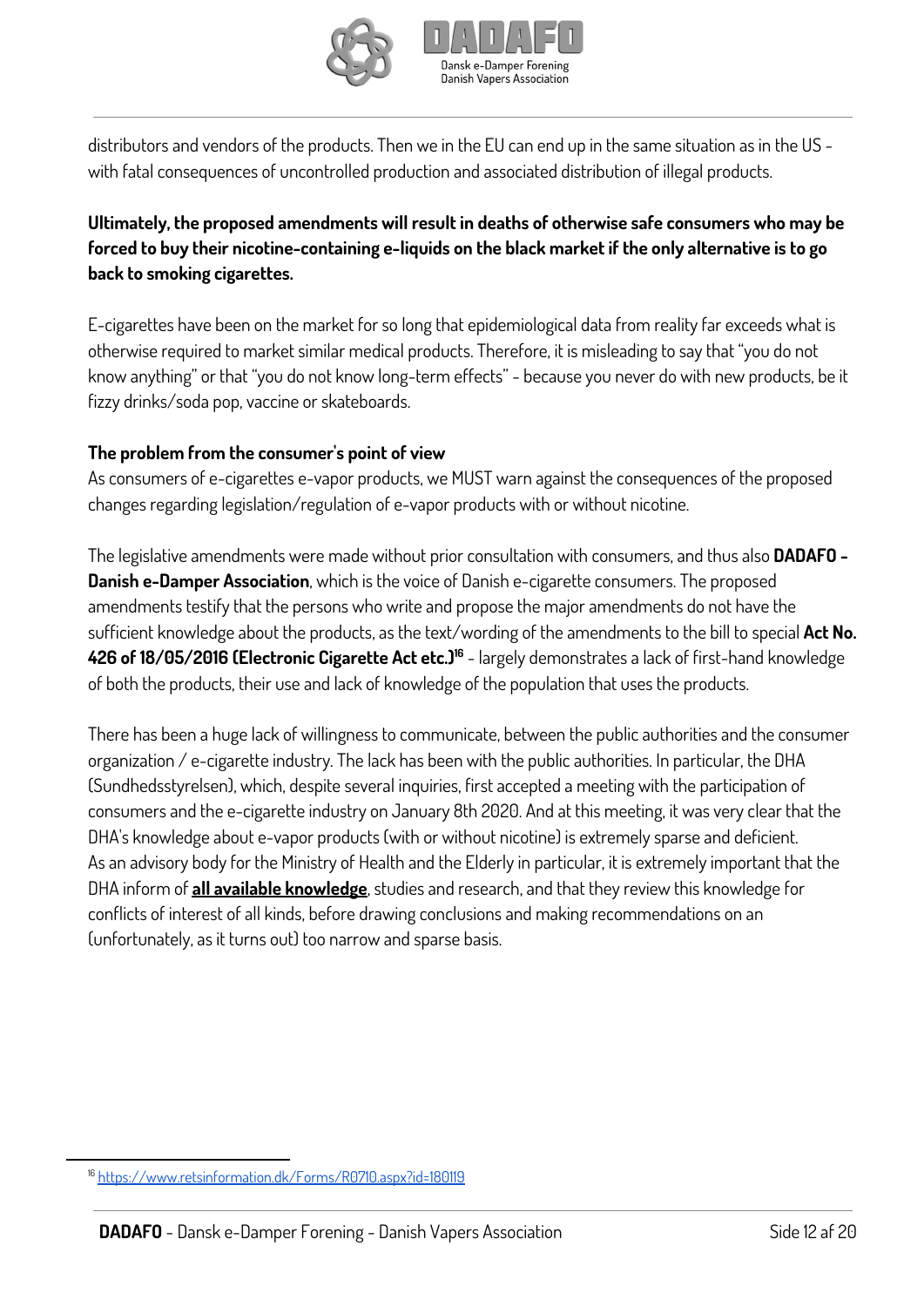distributors and vendors of the products. Then we in the EU can end up in the same situation as in the US - with fatal consequences of uncontrolled production and associated distribution of illegal products.

**Ultimately, the proposed amendments will result in deaths of otherwise safe consumers who may be forced to buy their nicotine-containing e-liquids on the black market if the only alternative is to go back to smoking cigarettes.**

E-cigarettes have been on the market for so long that epidemiological data from reality far exceeds what is otherwise required to market similar medical products. Therefore, it is misleading to say that "you do not know anything" or that "you do not know long-term effects" - because you never do with new products, be it fizzy drinks/soda pop, vaccine or skateboards.

**The problem from the consumer's point of view**

As consumers of e-cigarettes e-vapor products, we MUST warn against the consequences of the proposed changes regarding legislation/regulation of e-vapor products with or without nicotine.

The legislative amendments were made without prior consultation with consumers, and thus also **DADAFO - Danish e-Damper Association**, which is the voice of Danish e-cigarette consumers. The proposed amendments testify that the persons who write and propose the major amendments do not have the sufficient knowledge about the products, as the text/wording of the amendments to the bill to special **Act No. 426 of 18/05/2016 (Electronic Cigarette Act etc.)**[16] - largely demonstrates a lack of first-hand knowledge of both the products, their use and lack of knowledge of the population that uses the products.

There has been a huge lack of willingness to communicate, between the public authorities and the consumer organization / e-cigarette industry. The lack has been with the public authorities. In particular, the DHA (Sundhedsstyrelsen), which, despite several inquiries, first accepted a meeting with the participation of consumers and the e-cigarette industry on January 8th 2020. And at this meeting, it was very clear that the DHA's knowledge about e-vapor products (with or without nicotine) is extremely sparse and deficient. As an advisory body for the Ministry of Health and the Elderly in particular, it is extremely important that the DHA inform of **all available knowledge**, studies and research, and that they review this knowledge for conflicts of interest of all kinds, before drawing conclusions and making recommendations on an (unfortunately, as it turns out) too narrow and sparse basis.

[16] https://www.retsinformation.dk/Forms/R0710.aspx?id=180119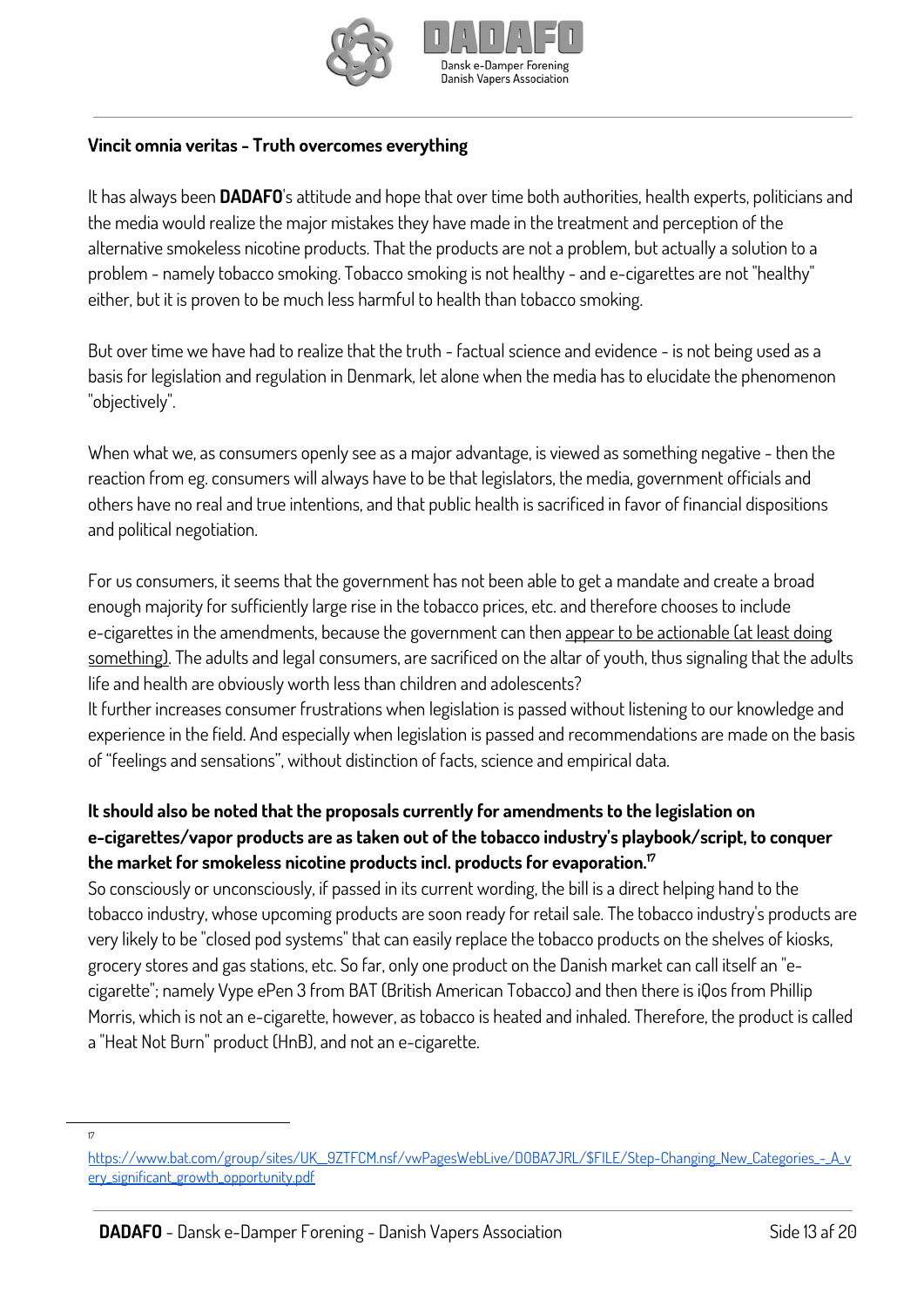**Vincit omnia veritas - Truth overcomes everything**

It has always been **DADAFO**'s attitude and hope that over time both authorities, health experts, politicians and the media would realize the major mistakes they have made in the treatment and perception of the alternative smokeless nicotine products. That the products are not a problem, but actually a solution to a problem - namely tobacco smoking. Tobacco smoking is not healthy - and e-cigarettes are not "healthy" either, but it is proven to be much less harmful to health than tobacco smoking.

But over time we have had to realize that the truth - factual science and evidence - is not being used as a basis for legislation and regulation in Denmark, let alone when the media has to elucidate the phenomenon "objectively".

When what we, as consumers openly see as a major advantage, is viewed as something negative - then the reaction from eg. consumers will always have to be that legislators, the media, government officials and others have no real and true intentions, and that public health is sacrificed in favor of financial dispositions and political negotiation.

For us consumers, it seems that the government has not been able to get a mandate and create a broad enough majority for sufficiently large rise in the tobacco prices, etc. and therefore chooses to include e-cigarettes in the amendments, because the government can then appear to be actionable (at least doing something). The adults and legal consumers, are sacrificed on the altar of youth, thus signaling that the adults life and health are obviously worth less than children and adolescents?
It further increases consumer frustrations when legislation is passed without listening to our knowledge and experience in the field. And especially when legislation is passed and recommendations are made on the basis of "feelings and sensations", without distinction of facts, science and empirical data.

**It should also be noted that the proposals currently for amendments to the legislation on e-cigarettes/vapor products are as taken out of the tobacco industry's playbook/script, to conquer the market for smokeless nicotine products incl. products for evaporation.**[17]
So consciously or unconsciously, if passed in its current wording, the bill is a direct helping hand to the tobacco industry, whose upcoming products are soon ready for retail sale. The tobacco industry's products are very likely to be "closed pod systems" that can easily replace the tobacco products on the shelves of kiosks, grocery stores and gas stations, etc. So far, only one product on the Danish market can call itself an "e-cigarette"; namely Vype ePen 3 from BAT (British American Tobacco) and then there is iQos from Phillip Morris, which is not an e-cigarette, however, as tobacco is heated and inhaled. Therefore, the product is called a "Heat Not Burn" product (HnB), and not an e-cigarette.

---

[17] https://www.bat.com/group/sites/UK__9ZTFCM.nsf/vwPagesWebLive/DOBA7JRL/$FILE/Step-Changing_New_Categories_-_A_very_significant_growth_opportunity.pdf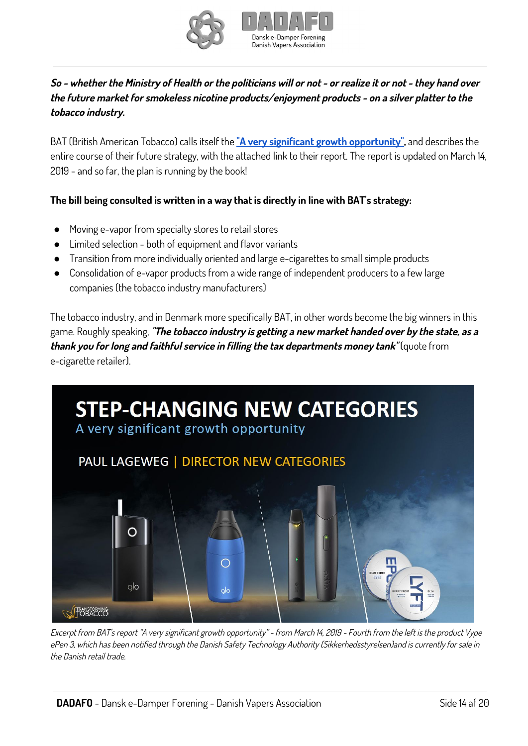***So - whether the Ministry of Health or the politicians will or not - or realize it or not - they hand over the future market for smokeless nicotine products/enjoyment products - on a silver platter to the tobacco industry.***

BAT (British American Tobacco) calls itself the **"A very significant growth opportunity",** and describes the entire course of their future strategy, with the attached link to their report. The report is updated on March 14, 2019 - and so far, the plan is running by the book!

**The bill being consulted is written in a way that is directly in line with BAT's strategy:**

- Moving e-vapor from specialty stores to retail stores
- Limited selection - both of equipment and flavor variants
- Transition from more individually oriented and large e-cigarettes to small simple products
- Consolidation of e-vapor products from a wide range of independent producers to a few large companies (the tobacco industry manufacturers)

The tobacco industry, and in Denmark more specifically BAT, in other words become the big winners in this game. Roughly speaking, ***"The tobacco industry is getting a new market handed over by the state, as a thank you for long and faithful service in filling the tax departments money tank"*** (quote from e-cigarette retailer).

*Excerpt from BAT's report "A very significant growth opportunity" - from March 14, 2019 - Fourth from the left is the product Vype ePen 3, which has been notified through the Danish Safety Technology Authority (Sikkerhedsstyrelsen)and is currently for sale in the Danish retail trade.*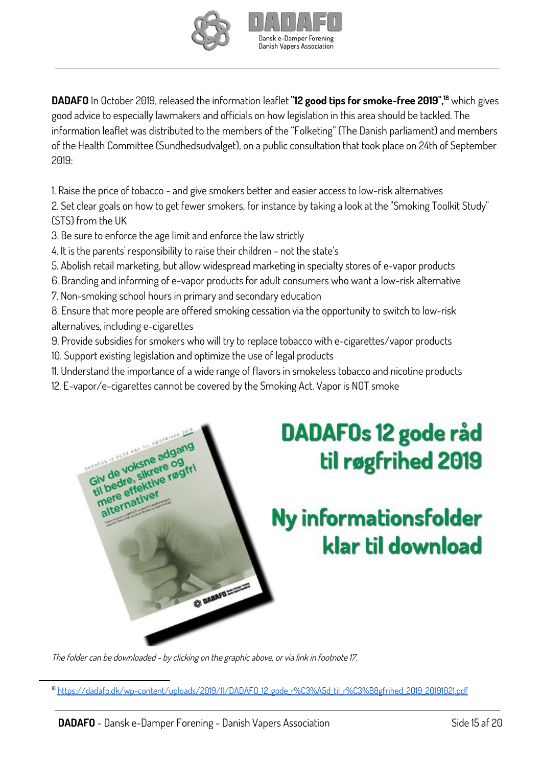**DADAFO** In October 2019, released the information leaflet **"12 good tips for smoke-free 2019",**[18] which gives good advice to especially lawmakers and officials on how legislation in this area should be tackled. The information leaflet was distributed to the members of the "Folketing" (The Danish parliament) and members of the Health Committee (Sundhedsudvalget), on a public consultation that took place on 24th of September 2019:

1. Raise the price of tobacco - and give smokers better and easier access to low-risk alternatives
2. Set clear goals on how to get fewer smokers, for instance by taking a look at the "Smoking Toolkit Study" (STS) from the UK
3. Be sure to enforce the age limit and enforce the law strictly
4. It is the parents' responsibility to raise their children - not the state's
5. Abolish retail marketing, but allow widespread marketing in specialty stores of e-vapor products
6. Branding and informing of e-vapor products for adult consumers who want a low-risk alternative
7. Non-smoking school hours in primary and secondary education
8. Ensure that more people are offered smoking cessation via the opportunity to switch to low-risk alternatives, including e-cigarettes
9. Provide subsidies for smokers who will try to replace tobacco with e-cigarettes/vapor products
10. Support existing legislation and optimize the use of legal products
11. Understand the importance of a wide range of flavors in smokeless tobacco and nicotine products
12. E-vapor/e-cigarettes cannot be covered by the Smoking Act. Vapor is NOT smoke

**DADAFOs 12 gode råd til røgfrihed 2019**

**Ny informationsfolder klar til download**

*The folder can be downloaded - by clicking on the graphic above, or via link in footnote 17.*

[18] https://dadafo.dk/wp-content/uploads/2019/11/DADAFO_12_gode_r%C3%A5d_til_r%C3%B8gfrihed_2019_20191021.pdf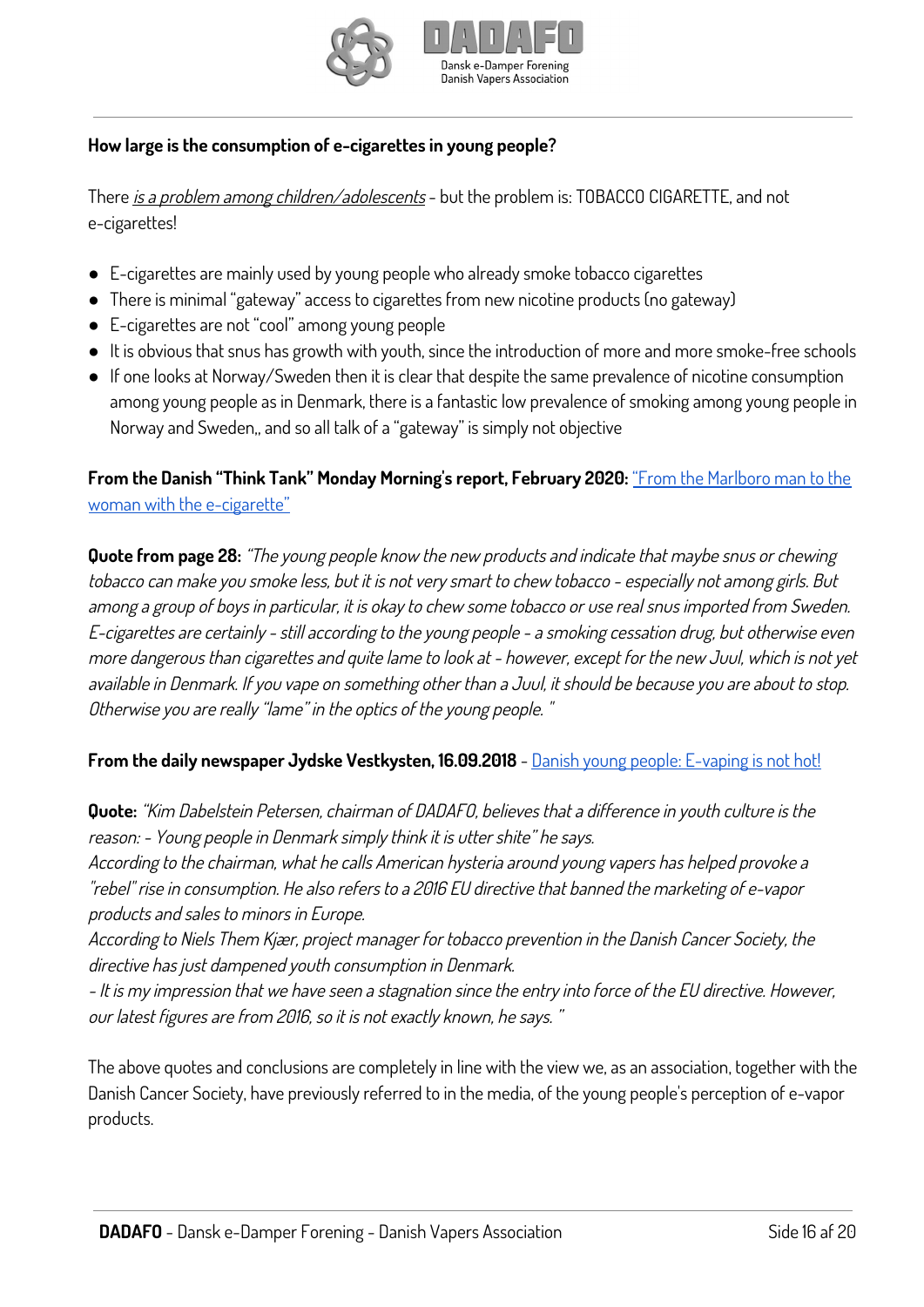**How large is the consumption of e-cigarettes in young people?**

There *is a problem among children/adolescents* - but the problem is: TOBACCO CIGARETTE, and not e-cigarettes!

- E-cigarettes are mainly used by young people who already smoke tobacco cigarettes
- There is minimal "gateway" access to cigarettes from new nicotine products (no gateway)
- E-cigarettes are not "cool" among young people
- It is obvious that snus has growth with youth, since the introduction of more and more smoke-free schools
- If one looks at Norway/Sweden then it is clear that despite the same prevalence of nicotine consumption among young people as in Denmark, there is a fantastic low prevalence of smoking among young people in Norway and Sweden,, and so all talk of a "gateway" is simply not objective

**From the Danish "Think Tank" Monday Morning's report, February 2020:** "From the Marlboro man to the woman with the e-cigarette"

**Quote from page 28:** *"The young people know the new products and indicate that maybe snus or chewing tobacco can make you smoke less, but it is not very smart to chew tobacco - especially not among girls. But among a group of boys in particular, it is okay to chew some tobacco or use real snus imported from Sweden. E-cigarettes are certainly - still according to the young people - a smoking cessation drug, but otherwise even more dangerous than cigarettes and quite lame to look at - however, except for the new Juul, which is not yet available in Denmark. If you vape on something other than a Juul, it should be because you are about to stop. Otherwise you are really "lame" in the optics of the young people. "*

**From the daily newspaper Jydske Vestkysten, 16.09.2018** - Danish young people: E-vaping is not hot!

**Quote:** *"Kim Dabelstein Petersen, chairman of DADAFO, believes that a difference in youth culture is the reason: - Young people in Denmark simply think it is utter shite" he says.*
*According to the chairman, what he calls American hysteria around young vapers has helped provoke a "rebel" rise in consumption. He also refers to a 2016 EU directive that banned the marketing of e-vapor products and sales to minors in Europe.*
*According to Niels Them Kjær, project manager for tobacco prevention in the Danish Cancer Society, the directive has just dampened youth consumption in Denmark.*
*- It is my impression that we have seen a stagnation since the entry into force of the EU directive. However, our latest figures are from 2016, so it is not exactly known, he says. "*

The above quotes and conclusions are completely in line with the view we, as an association, together with the Danish Cancer Society, have previously referred to in the media, of the young people's perception of e-vapor products.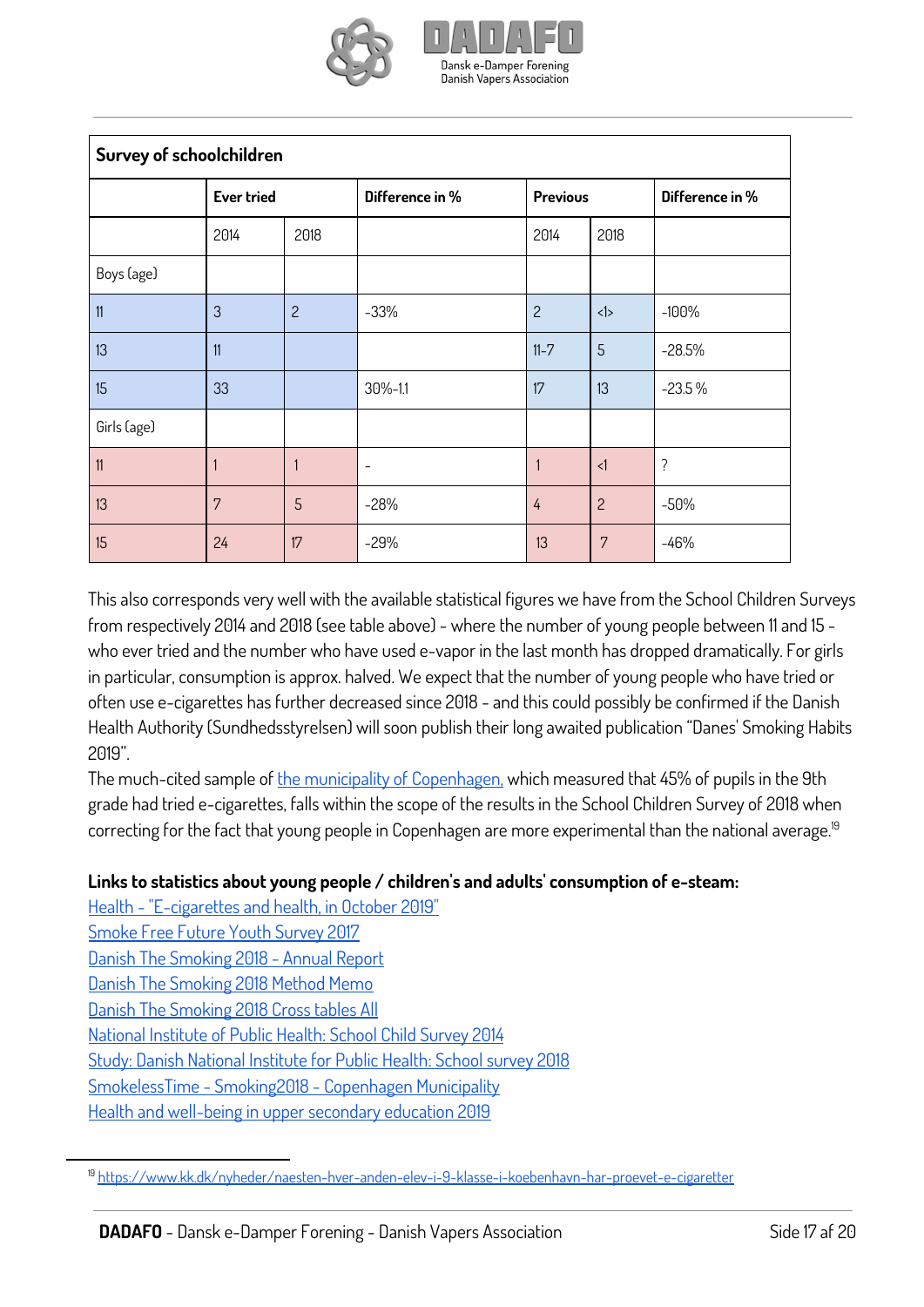| Survey of schoolchildren | | | | | | |
|---|---|---|---|---|---|---|
| | Ever tried | | Difference in % | Previous | | Difference in % |
| | 2014 | 2018 | | 2014 | 2018 | |
| Boys (age) | | | | | | |
| 11 | 3 | 2 | -33% | 2 | <1> | -100% |
| 13 | 11 | | | 11-7 | 5 | -28.5% |
| 15 | 33 | | 30%-1.1 | 17 | 13 | -23.5 % |
| Girls (age) | | | | | | |
| 11 | 1 | 1 | - | 1 | <1 | ? |
| 13 | 7 | 5 | -28% | 4 | 2 | -50% |
| 15 | 24 | 17 | -29% | 13 | 7 | -46% |

This also corresponds very well with the available statistical figures we have from the School Children Surveys from respectively 2014 and 2018 (see table above) - where the number of young people between 11 and 15 - who ever tried and the number who have used e-vapor in the last month has dropped dramatically. For girls in particular, consumption is approx. halved. We expect that the number of young people who have tried or often use e-cigarettes has further decreased since 2018 - and this could possibly be confirmed if the Danish Health Authority (Sundhedsstyrelsen) will soon publish their long awaited publication "Danes' Smoking Habits 2019".

The much-cited sample of the municipality of Copenhagen, which measured that 45% of pupils in the 9th grade had tried e-cigarettes, falls within the scope of the results in the School Children Survey of 2018 when correcting for the fact that young people in Copenhagen are more experimental than the national average.[19]

**Links to statistics about young people / children's and adults' consumption of e-steam:**

Health - "E-cigarettes and health, in October 2019"
Smoke Free Future Youth Survey 2017
Danish The Smoking 2018 - Annual Report
Danish The Smoking 2018 Method Memo
Danish The Smoking 2018 Cross tables All
National Institute of Public Health: School Child Survey 2014
Study: Danish National Institute for Public Health: School survey 2018
SmokelessTime - Smoking2018 - Copenhagen Municipality
Health and well-being in upper secondary education 2019

[19] https://www.kk.dk/nyheder/naesten-hver-anden-elev-i-9-klasse-i-koebenhavn-har-proevet-e-cigaretter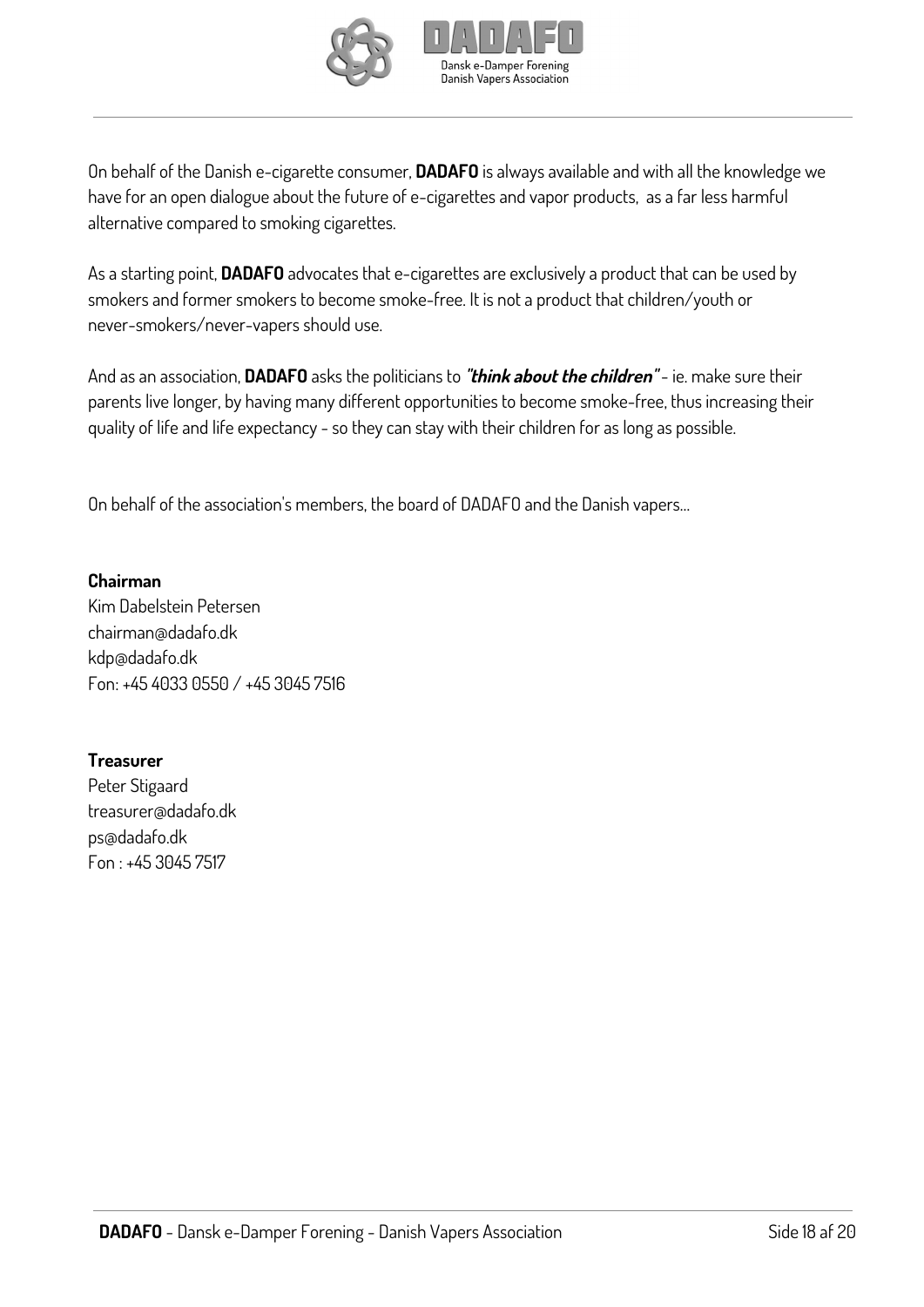On behalf of the Danish e-cigarette consumer, **DADAFO** is always available and with all the knowledge we have for an open dialogue about the future of e-cigarettes and vapor products, as a far less harmful alternative compared to smoking cigarettes.

As a starting point, **DADAFO** advocates that e-cigarettes are exclusively a product that can be used by smokers and former smokers to become smoke-free. It is not a product that children/youth or never-smokers/never-vapers should use.

And as an association, **DADAFO** asks the politicians to ***"think about the children"*** - ie. make sure their parents live longer, by having many different opportunities to become smoke-free, thus increasing their quality of life and life expectancy - so they can stay with their children for as long as possible.

On behalf of the association's members, the board of DADAFO and the Danish vapers...

**Chairman**
Kim Dabelstein Petersen
chairman@dadafo.dk
kdp@dadafo.dk
Fon: +45 4033 0550 / +45 3045 7516

**Treasurer**
Peter Stigaard
treasurer@dadafo.dk
ps@dadafo.dk
Fon : +45 3045 7517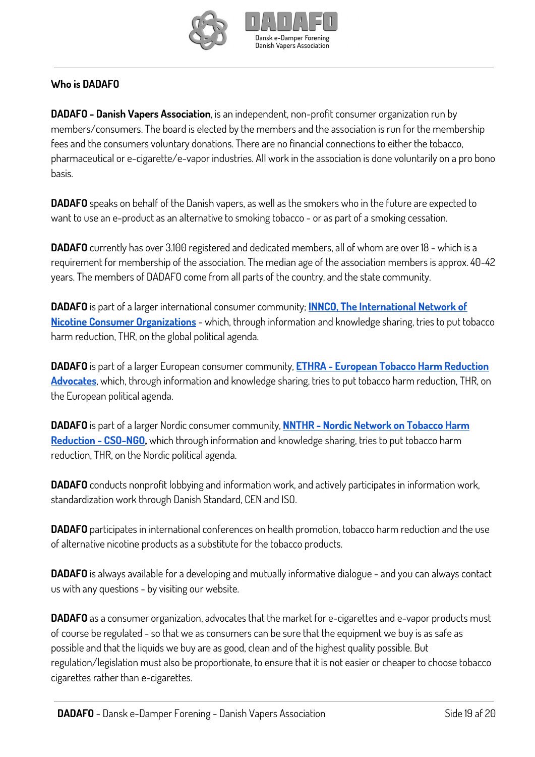## Who is DADAFO

**DADAFO - Danish Vapers Association**, is an independent, non-profit consumer organization run by members/consumers. The board is elected by the members and the association is run for the membership fees and the consumers voluntary donations. There are no financial connections to either the tobacco, pharmaceutical or e-cigarette/e-vapor industries. All work in the association is done voluntarily on a pro bono basis.

**DADAFO** speaks on behalf of the Danish vapers, as well as the smokers who in the future are expected to want to use an e-product as an alternative to smoking tobacco - or as part of a smoking cessation.

**DADAFO** currently has over 3.100 registered and dedicated members, all of whom are over 18 - which is a requirement for membership of the association. The median age of the association members is approx. 40-42 years. The members of DADAFO come from all parts of the country, and the state community.

**DADAFO** is part of a larger international consumer community; **INNCO, The International Network of Nicotine Consumer Organizations** - which, through information and knowledge sharing, tries to put tobacco harm reduction, THR, on the global political agenda.

**DADAFO** is part of a larger European consumer community, **ETHRA - European Tobacco Harm Reduction Advocates**, which, through information and knowledge sharing, tries to put tobacco harm reduction, THR, on the European political agenda.

**DADAFO** is part of a larger Nordic consumer community, **NNTHR - Nordic Network on Tobacco Harm Reduction - CSO-NGO,** which through information and knowledge sharing, tries to put tobacco harm reduction, THR, on the Nordic political agenda.

**DADAFO** conducts nonprofit lobbying and information work, and actively participates in information work, standardization work through Danish Standard, CEN and ISO.

**DADAFO** participates in international conferences on health promotion, tobacco harm reduction and the use of alternative nicotine products as a substitute for the tobacco products.

**DADAFO** is always available for a developing and mutually informative dialogue - and you can always contact us with any questions - by visiting our website.

**DADAFO** as a consumer organization, advocates that the market for e-cigarettes and e-vapor products must of course be regulated - so that we as consumers can be sure that the equipment we buy is as safe as possible and that the liquids we buy are as good, clean and of the highest quality possible. But regulation/legislation must also be proportionate, to ensure that it is not easier or cheaper to choose tobacco cigarettes rather than e-cigarettes.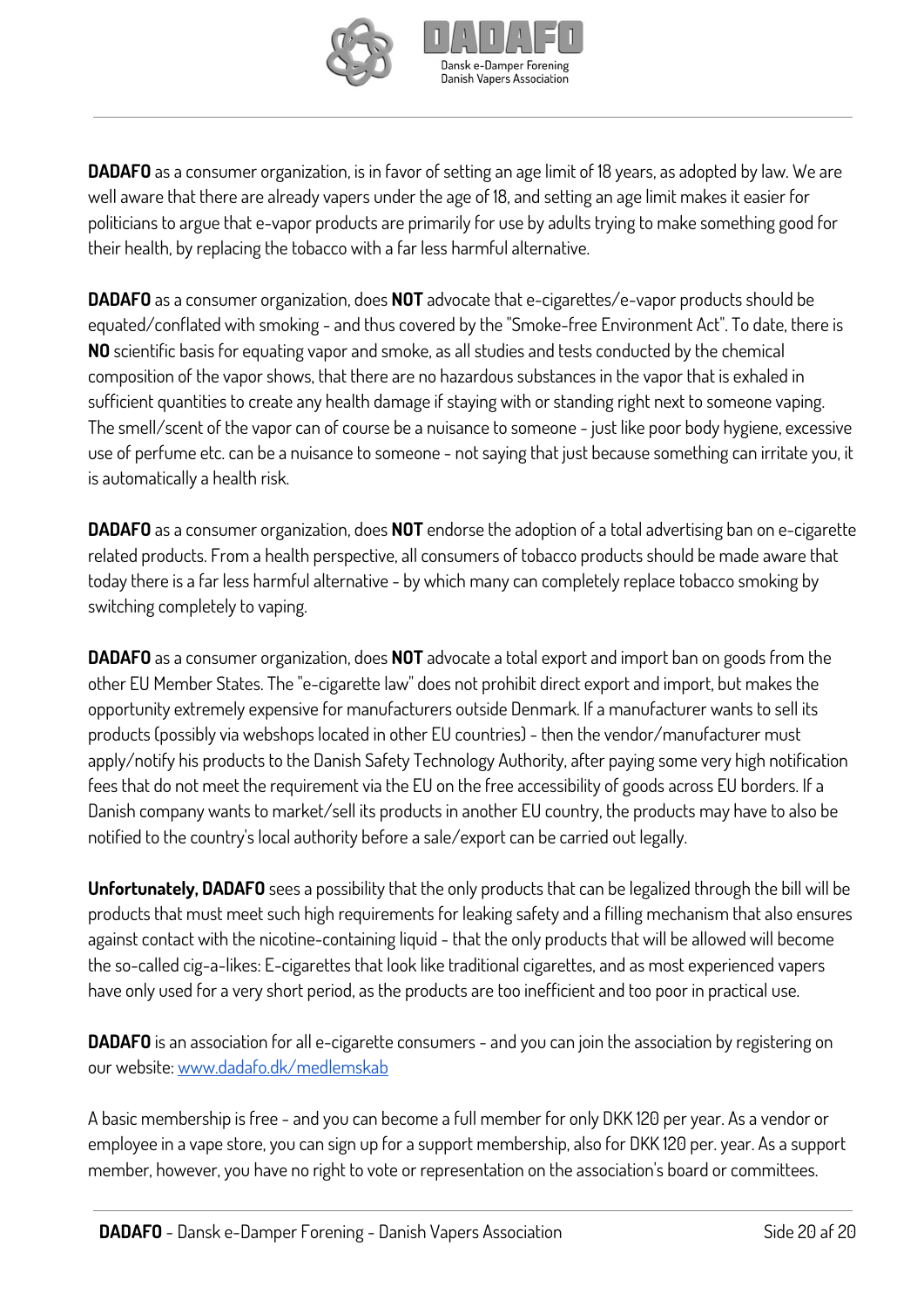**DADAFO** as a consumer organization, is in favor of setting an age limit of 18 years, as adopted by law. We are well aware that there are already vapers under the age of 18, and setting an age limit makes it easier for politicians to argue that e-vapor products are primarily for use by adults trying to make something good for their health, by replacing the tobacco with a far less harmful alternative.

**DADAFO** as a consumer organization, does **NOT** advocate that e-cigarettes/e-vapor products should be equated/conflated with smoking - and thus covered by the "Smoke-free Environment Act". To date, there is **NO** scientific basis for equating vapor and smoke, as all studies and tests conducted by the chemical composition of the vapor shows, that there are no hazardous substances in the vapor that is exhaled in sufficient quantities to create any health damage if staying with or standing right next to someone vaping. The smell/scent of the vapor can of course be a nuisance to someone - just like poor body hygiene, excessive use of perfume etc. can be a nuisance to someone - not saying that just because something can irritate you, it is automatically a health risk.

**DADAFO** as a consumer organization, does **NOT** endorse the adoption of a total advertising ban on e-cigarette related products. From a health perspective, all consumers of tobacco products should be made aware that today there is a far less harmful alternative - by which many can completely replace tobacco smoking by switching completely to vaping.

**DADAFO** as a consumer organization, does **NOT** advocate a total export and import ban on goods from the other EU Member States. The "e-cigarette law" does not prohibit direct export and import, but makes the opportunity extremely expensive for manufacturers outside Denmark. If a manufacturer wants to sell its products (possibly via webshops located in other EU countries) - then the vendor/manufacturer must apply/notify his products to the Danish Safety Technology Authority, after paying some very high notification fees that do not meet the requirement via the EU on the free accessibility of goods across EU borders. If a Danish company wants to market/sell its products in another EU country, the products may have to also be notified to the country's local authority before a sale/export can be carried out legally.

**Unfortunately, DADAFO** sees a possibility that the only products that can be legalized through the bill will be products that must meet such high requirements for leaking safety and a filling mechanism that also ensures against contact with the nicotine-containing liquid - that the only products that will be allowed will become the so-called cig-a-likes: E-cigarettes that look like traditional cigarettes, and as most experienced vapers have only used for a very short period, as the products are too inefficient and too poor in practical use.

**DADAFO** is an association for all e-cigarette consumers - and you can join the association by registering on our website: [www.dadafo.dk/medlemskab](http://www.dadafo.dk/medlemskab)

A basic membership is free - and you can become a full member for only DKK 120 per year. As a vendor or employee in a vape store, you can sign up for a support membership, also for DKK 120 per. year. As a support member, however, you have no right to vote or representation on the association's board or committees.